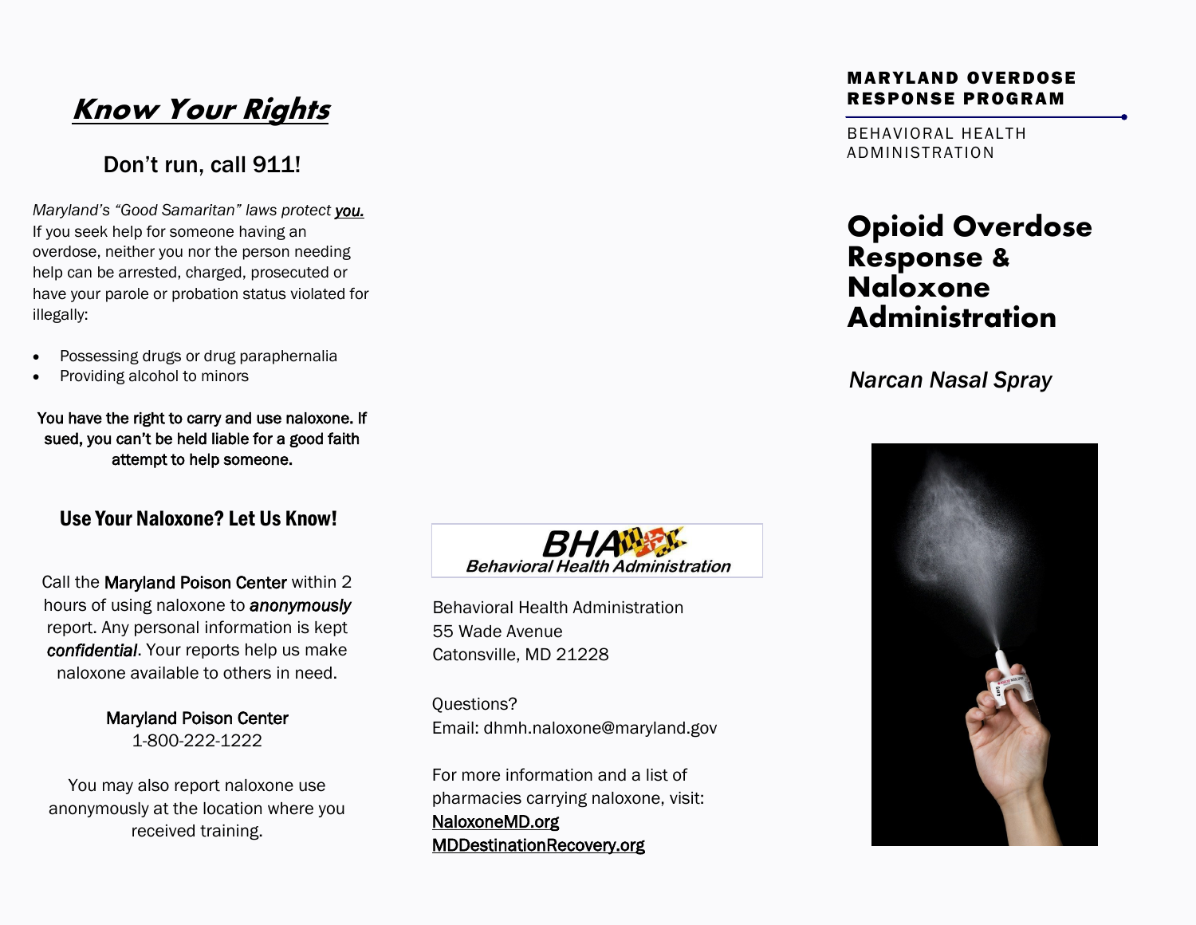## *Know Your Rights*

### Don't run, call 911!

*Maryland's "Good Samaritan" laws protect* ***you.*** If you seek help for someone having an overdose, neither you nor the person needing help can be arrested, charged, prosecuted or have your parole or probation status violated for illegally:

- Possessing drugs or drug paraphernalia
- Providing alcohol to minors

**You have the right to carry and use naloxone. If sued, you can't be held liable for a good faith attempt to help someone.**

### Use Your Naloxone? Let Us Know!

Call the **Maryland Poison Center** within 2 hours of using naloxone to ***anonymously*** report. Any personal information is kept ***confidential***. Your reports help us make naloxone available to others in need.

**Maryland Poison Center**
1-800-222-1222

You may also report naloxone use anonymously at the location where you received training.

**BHA**
*Behavioral Health Administration*

Behavioral Health Administration
55 Wade Avenue
Catonsville, MD 21228

Questions?
Email: dhmh.naloxone@maryland.gov

For more information and a list of pharmacies carrying naloxone, visit:
NaloxoneMD.org
MDDestinationRecovery.org

**MARYLAND OVERDOSE RESPONSE PROGRAM**

BEHAVIORAL HEALTH ADMINISTRATION

# Opioid Overdose Response & Naloxone Administration

*Narcan Nasal Spray*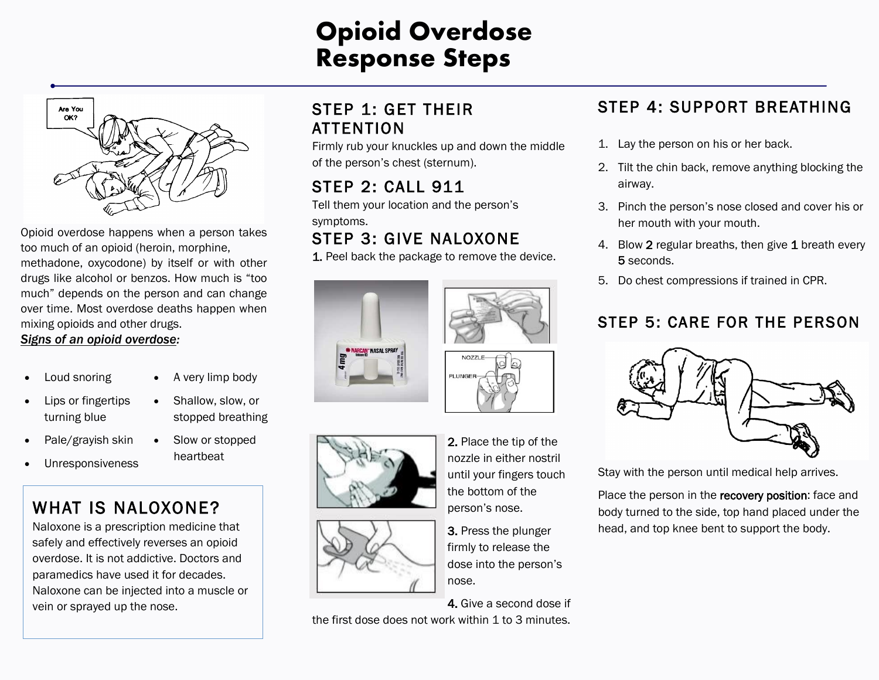# Opioid Overdose Response Steps

Opioid overdose happens when a person takes too much of an opioid (heroin, morphine, methadone, oxycodone) by itself or with other drugs like alcohol or benzos. How much is "too much" depends on the person and can change over time. Most overdose deaths happen when mixing opioids and other drugs.

***Signs of an opioid overdose:***

- Loud snoring
- Lips or fingertips turning blue
- Pale/grayish skin
- Unresponsiveness
- A very limp body
- Shallow, slow, or stopped breathing
- Slow or stopped heartbeat

## WHAT IS NALOXONE?

Naloxone is a prescription medicine that safely and effectively reverses an opioid overdose. It is not addictive. Doctors and paramedics have used it for decades. Naloxone can be injected into a muscle or vein or sprayed up the nose.

## STEP 1: GET THEIR ATTENTION

Firmly rub your knuckles up and down the middle of the person's chest (sternum).

## STEP 2: CALL 911

Tell them your location and the person's symptoms.

## STEP 3: GIVE NALOXONE

1. Peel back the package to remove the device.
2. Place the tip of the nozzle in either nostril until your fingers touch the bottom of the person's nose.
3. Press the plunger firmly to release the dose into the person's nose.
4. Give a second dose if the first dose does not work within 1 to 3 minutes.

## STEP 4: SUPPORT BREATHING

1. Lay the person on his or her back.
2. Tilt the chin back, remove anything blocking the airway.
3. Pinch the person's nose closed and cover his or her mouth with your mouth.
4. Blow **2** regular breaths, then give **1** breath every **5** seconds.
5. Do chest compressions if trained in CPR.

## STEP 5: CARE FOR THE PERSON

Stay with the person until medical help arrives.

Place the person in the **recovery position**: face and body turned to the side, top hand placed under the head, and top knee bent to support the body.